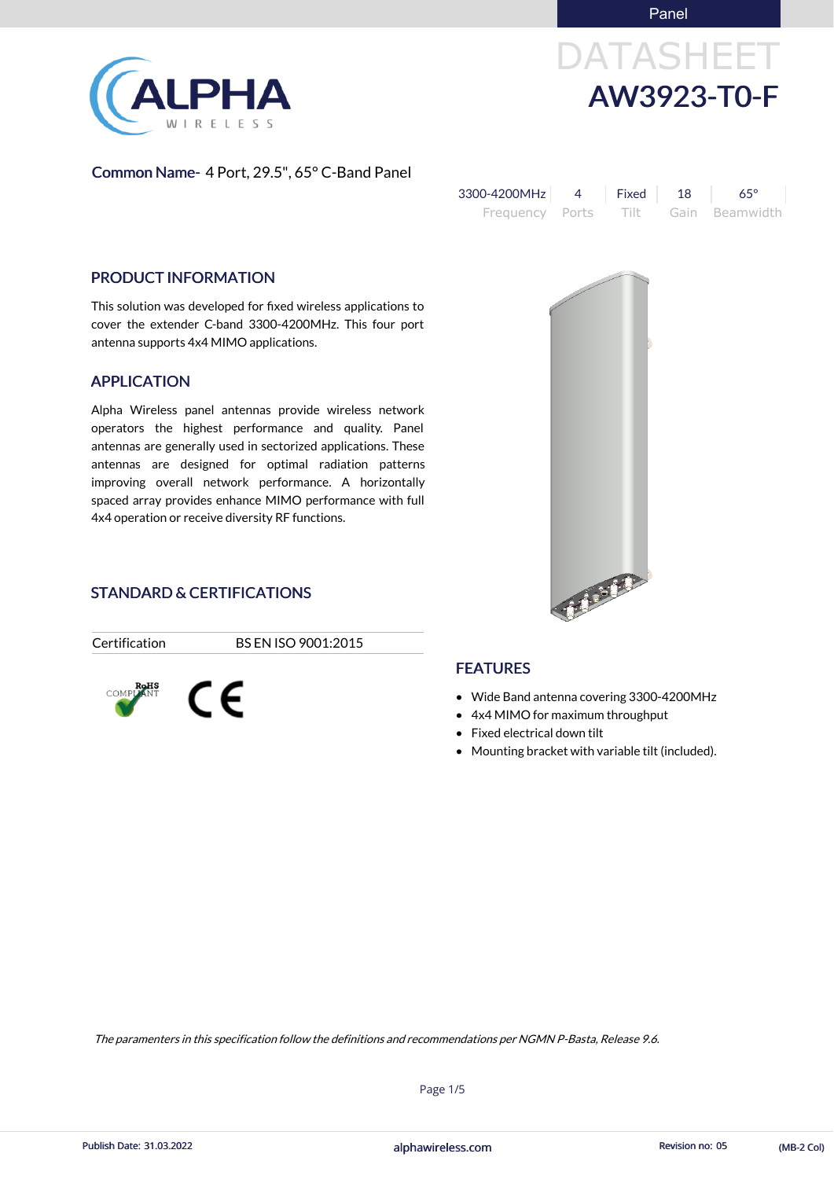Panel

# DATASHEET

# AW3923-T0-F

**Common Name-** 4 Port, 29.5", 65° C-Band Panel

| 3300-4200MHz | 4 | Fixed | 18 | 65° |
|---|---|---|---|---|
| Frequency | Ports | Tilt | Gain | Beamwidth |

## PRODUCT INFORMATION

This solution was developed for fixed wireless applications to cover the extender C-band 3300-4200MHz. This four port antenna supports 4x4 MIMO applications.

## APPLICATION

Alpha Wireless panel antennas provide wireless network operators the highest performance and quality. Panel antennas are generally used in sectorized applications. These antennas are designed for optimal radiation patterns improving overall network performance. A horizontally spaced array provides enhance MIMO performance with full 4x4 operation or receive diversity RF functions.

## STANDARD & CERTIFICATIONS

| Certification | BS EN ISO 9001:2015 |
|---|---|

RoHS COMPLIANT

CE

## FEATURES

- Wide Band antenna covering 3300-4200MHz
- 4x4 MIMO for maximum throughput
- Fixed electrical down tilt
- Mounting bracket with variable tilt (included).

*The paramenters in this specification follow the definitions and recommendations per NGMN P-Basta, Release 9.6.*

Publish Date: 31.03.2022 | alphawireless.com | Revision no: 05 | (MB-2 Col)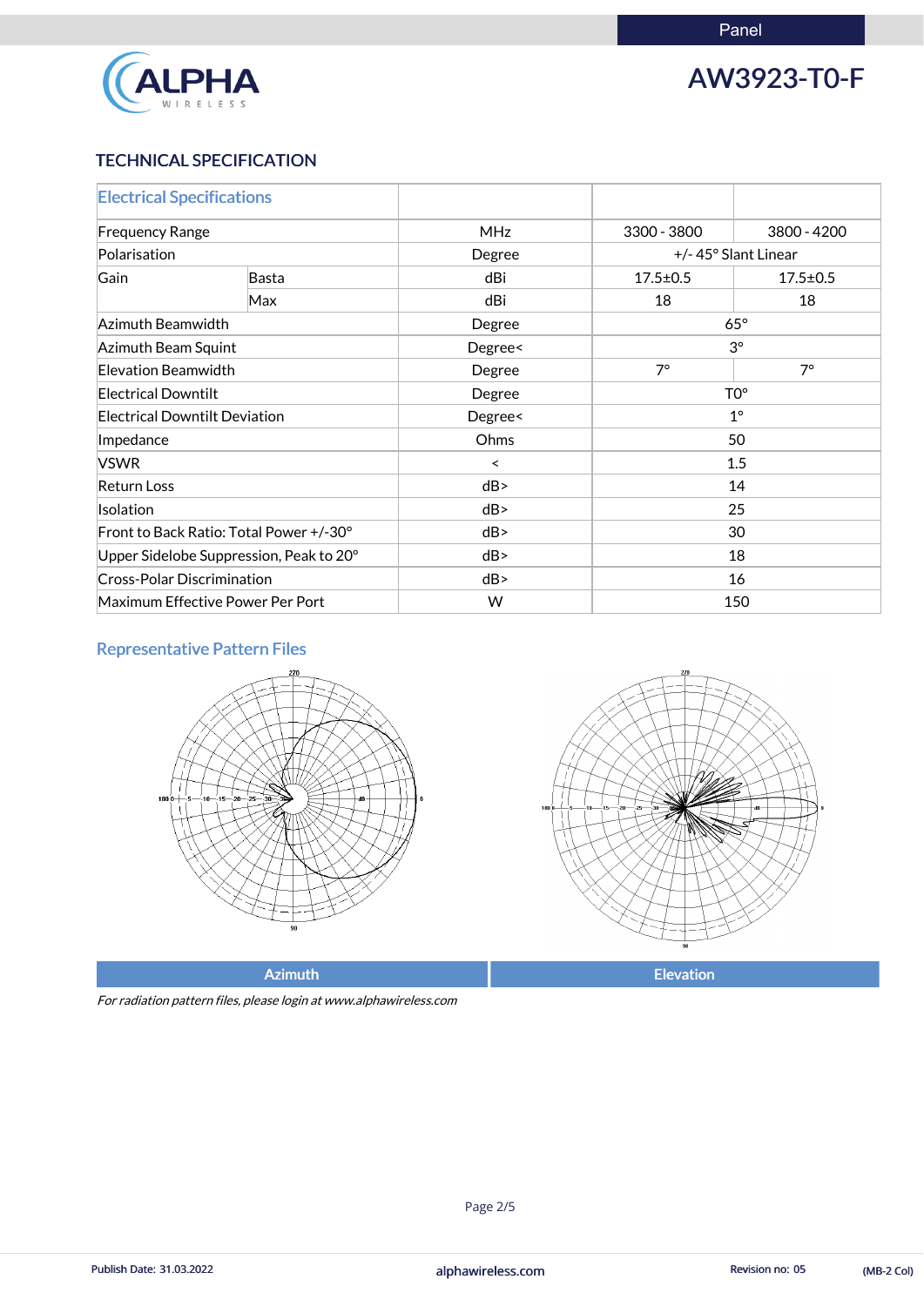Panel

# AW3923-T0-F

## TECHNICAL SPECIFICATION

| Electrical Specifications | | | | |
|---|---|---|---|---|
| Frequency Range | | MHz | 3300 - 3800 | 3800 - 4200 |
| Polarisation | | Degree | +/- 45° Slant Linear | |
| Gain | Basta | dBi | 17.5±0.5 | 17.5±0.5 |
| | Max | dBi | 18 | 18 |
| Azimuth Beamwidth | | Degree | 65° | |
| Azimuth Beam Squint | | Degree< | 3° | |
| Elevation Beamwidth | | Degree | 7° | 7° |
| Electrical Downtilt | | Degree | T0° | |
| Electrical Downtilt Deviation | | Degree< | 1° | |
| Impedance | | Ohms | 50 | |
| VSWR | | < | 1.5 | |
| Return Loss | | dB> | 14 | |
| Isolation | | dB> | 25 | |
| Front to Back Ratio: Total Power +/-30° | | dB> | 30 | |
| Upper Sidelobe Suppression, Peak to 20° | | dB> | 18 | |
| Cross-Polar Discrimination | | dB> | 16 | |
| Maximum Effective Power Per Port | | W | 150 | |

## Representative Pattern Files

| Azimuth | Elevation |
|---|---|

*For radiation pattern files, please login at www.alphawireless.com*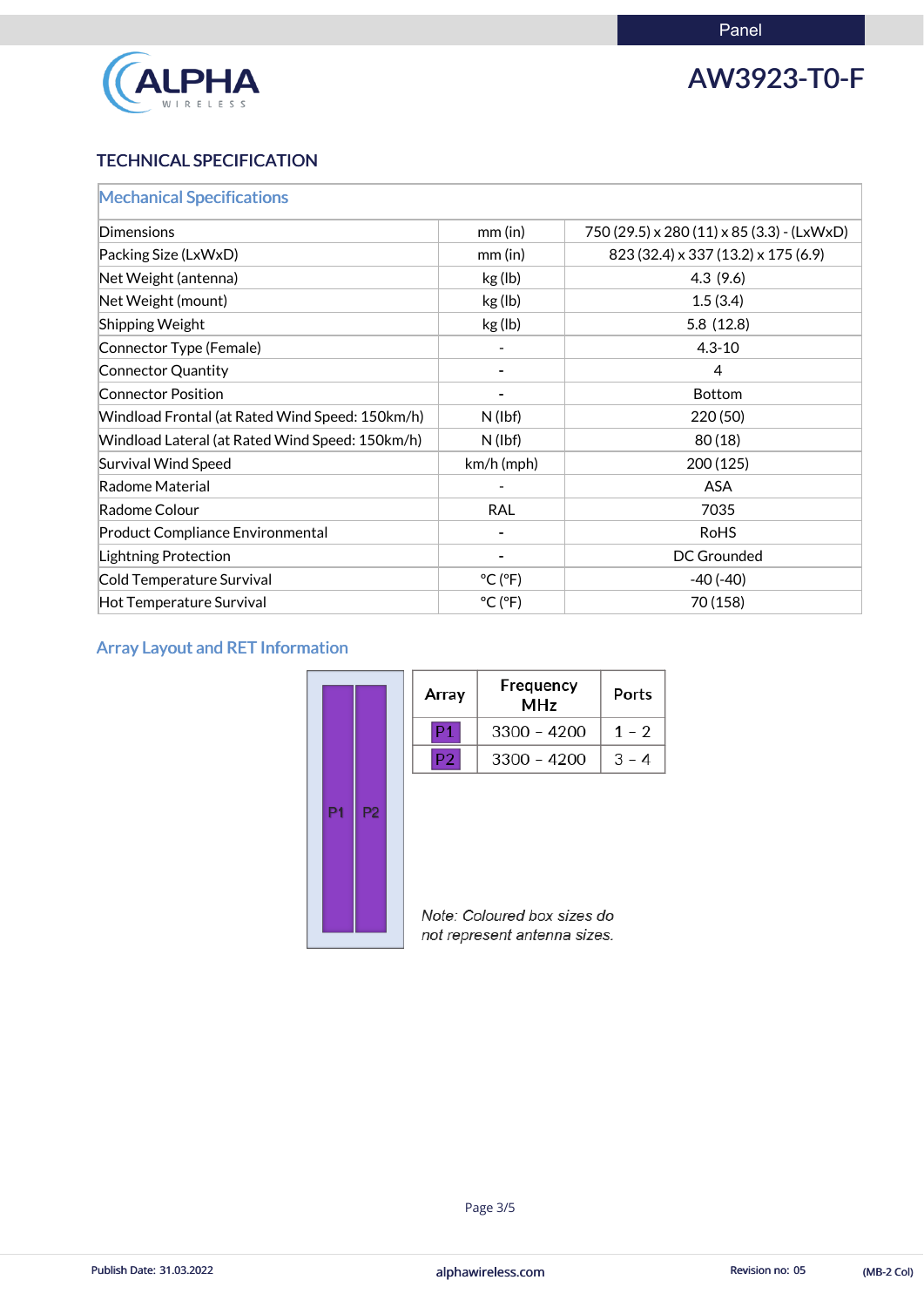Panel

# AW3923-T0-F

## TECHNICAL SPECIFICATION

| Mechanical Specifications | | |
|---|---|---|
| Dimensions | mm (in) | 750 (29.5) x 280 (11) x 85 (3.3) - (LxWxD) |
| Packing Size (LxWxD) | mm (in) | 823 (32.4) x 337 (13.2) x 175 (6.9) |
| Net Weight (antenna) | kg (lb) | 4.3 (9.6) |
| Net Weight (mount) | kg (lb) | 1.5 (3.4) |
| Shipping Weight | kg (lb) | 5.8 (12.8) |
| Connector Type (Female) | - | 4.3-10 |
| Connector Quantity | - | 4 |
| Connector Position | - | Bottom |
| Windload Frontal (at Rated Wind Speed: 150km/h) | N (lbf) | 220 (50) |
| Windload Lateral (at Rated Wind Speed: 150km/h) | N (lbf) | 80 (18) |
| Survival Wind Speed | km/h (mph) | 200 (125) |
| Radome Material | - | ASA |
| Radome Colour | RAL | 7035 |
| Product Compliance Environmental | - | RoHS |
| Lightning Protection | - | DC Grounded |
| Cold Temperature Survival | °C (°F) | -40 (-40) |
| Hot Temperature Survival | °C (°F) | 70 (158) |

## Array Layout and RET Information

P1 P2

| Array | Frequency MHz | Ports |
|---|---|---|
| P1 | 3300 – 4200 | 1 – 2 |
| P2 | 3300 – 4200 | 3 – 4 |

*Note: Coloured box sizes do not represent antenna sizes.*

Publish Date: 31.03.2022 alphawireless.com Revision no: 05 (MB-2 Col)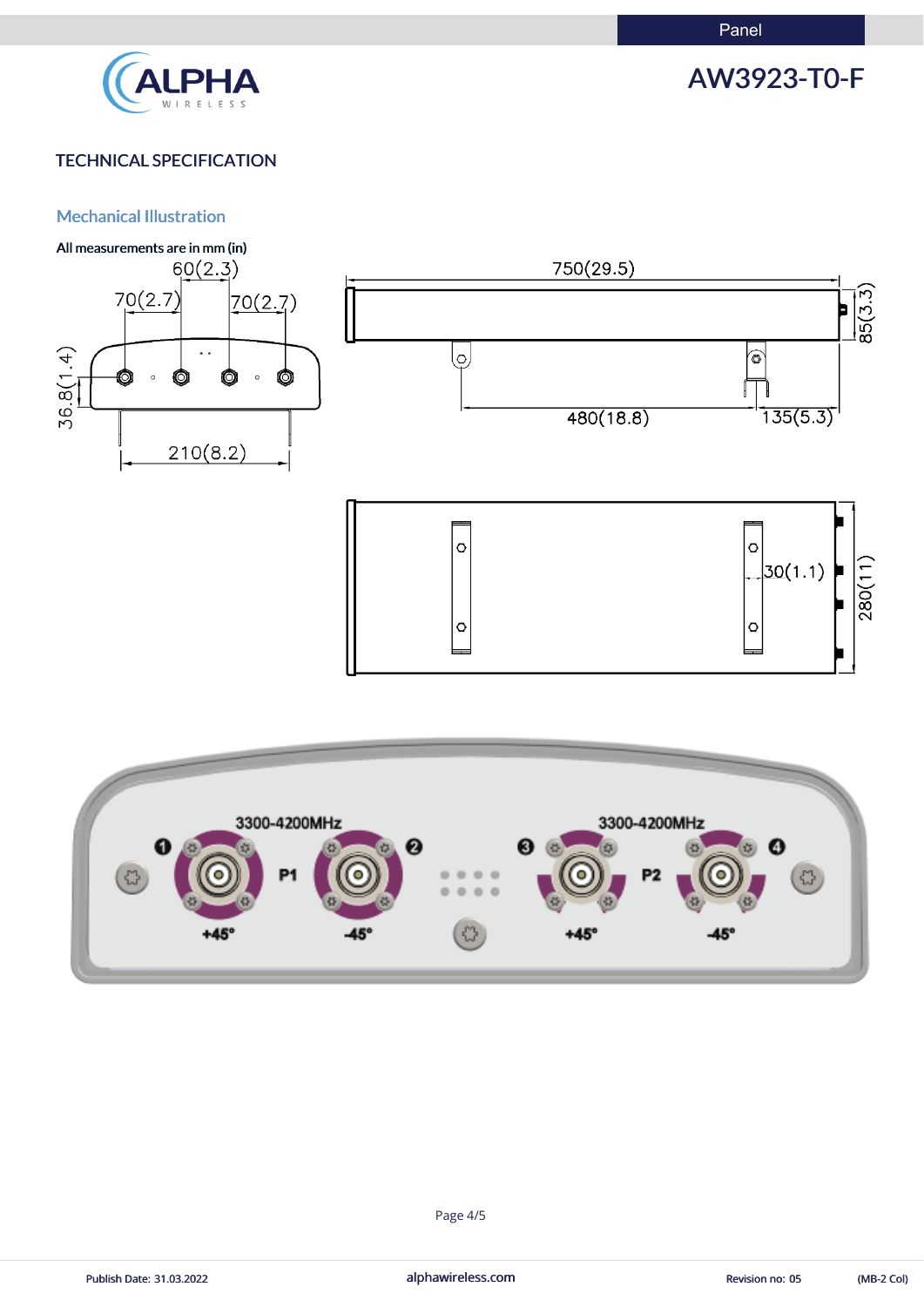# AW3923-T0-F

## TECHNICAL SPECIFICATION

### Mechanical Illustration

**All measurements are in mm (in)**

60(2.3)

70(2.7)

70(2.7)

36.8(1.4)

210(8.2)

750(29.5)

85(3.3)

480(18.8)

135(5.3)

30(1.1)

280(11)

3300-4200MHz

❶ P1 ❷

+45° -45°

3300-4200MHz

❸ P2 ❹

+45° -45°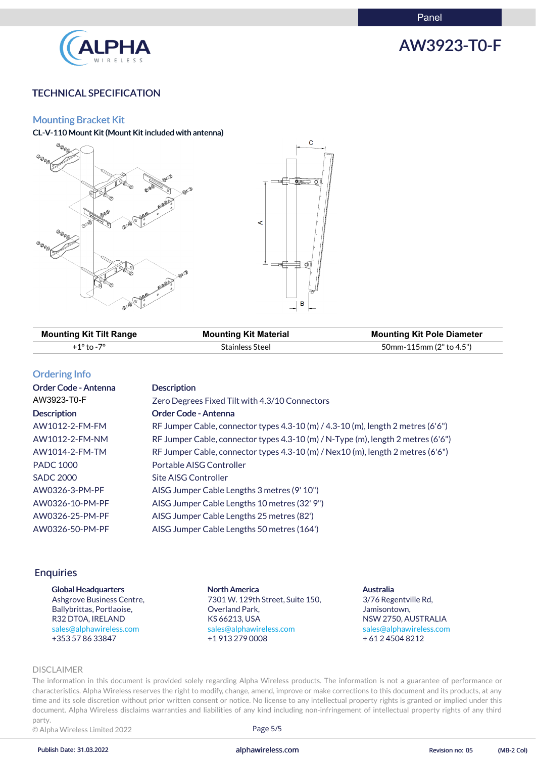# AW3923-T0-F

## TECHNICAL SPECIFICATION

### Mounting Bracket Kit

**CL-V-110 Mount Kit (Mount Kit included with antenna)**

C

A

B

| Mounting Kit Tilt Range | Mounting Kit Material | Mounting Kit Pole Diameter |
|---|---|---|
| +1° to -7° | Stainless Steel | 50mm-115mm (2" to 4.5") |

### Ordering Info

| Order Code - Antenna | Description |
|---|---|
| AW3923-T0-F | Zero Degrees Fixed Tilt with 4.3/10 Connectors |
| **Description** | **Order Code - Antenna** |
| AW1012-2-FM-FM | RF Jumper Cable, connector types 4.3-10 (m) / 4.3-10 (m), length 2 metres (6'6") |
| AW1012-2-FM-NM | RF Jumper Cable, connector types 4.3-10 (m) / N-Type (m), length 2 metres (6'6") |
| AW1014-2-FM-TM | RF Jumper Cable, connector types 4.3-10 (m) / Nex10 (m), length 2 metres (6'6") |
| PADC 1000 | Portable AISG Controller |
| SADC 2000 | Site AISG Controller |
| AW0326-3-PM-PF | AISG Jumper Cable Lengths 3 metres (9' 10") |
| AW0326-10-PM-PF | AISG Jumper Cable Lengths 10 metres (32' 9") |
| AW0326-25-PM-PF | AISG Jumper Cable Lengths 25 metres (82') |
| AW0326-50-PM-PF | AISG Jumper Cable Lengths 50 metres (164') |

## Enquiries

**Global Headquarters**
Ashgrove Business Centre,
Ballybrittas, Portlaoise,
R32 DT0A, IRELAND
sales@alphawireless.com
+353 57 86 33847

**North America**
7301 W. 129th Street, Suite 150,
Overland Park,
KS 66213, USA
sales@alphawireless.com
+1 913 279 0008

**Australia**
3/76 Regentville Rd,
Jamisontown,
NSW 2750, AUSTRALIA
sales@alphawireless.com
+ 61 2 4504 8212

DISCLAIMER

The information in this document is provided solely regarding Alpha Wireless products. The information is not a guarantee of performance or characteristics. Alpha Wireless reserves the right to modify, change, amend, improve or make corrections to this document and its products, at any time and its sole discretion without prior written consent or notice. No license to any intellectual property rights is granted or implied under this document. Alpha Wireless disclaims warranties and liabilities of any kind including non-infringement of intellectual property rights of any third party.

© Alpha Wireless Limited 2022

Publish Date: 31.03.2022 | alphawireless.com | Revision no: 05 | (MB-2 Col)